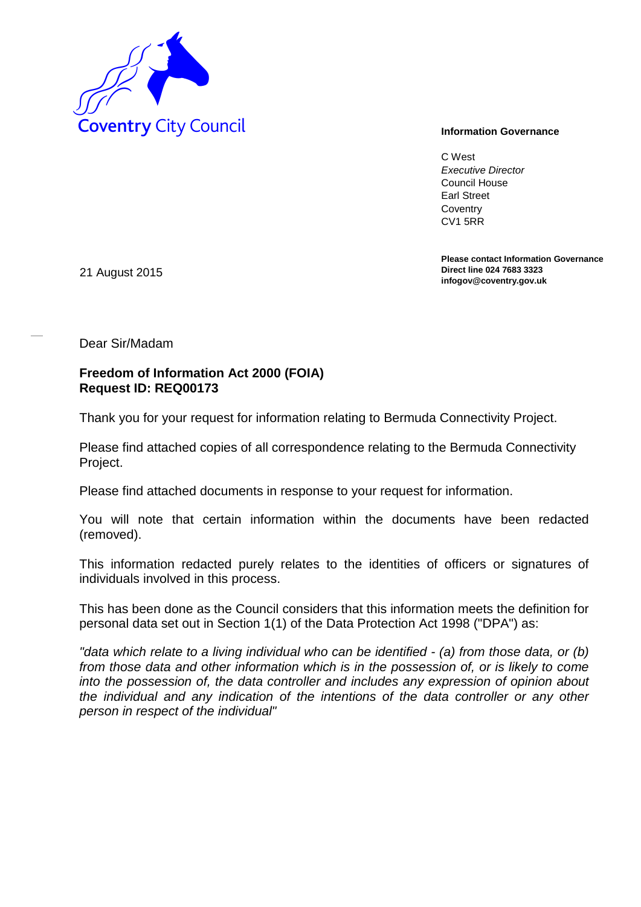Coventry City Council

**Information Governance**

C West
*Executive Director*
Council House
Earl Street
Coventry
CV1 5RR

**Please contact Information Governance**
**Direct line 024 7683 3323**
**infogov@coventry.gov.uk**

21 August 2015

Dear Sir/Madam

**Freedom of Information Act 2000 (FOIA)**
**Request ID: REQ00173**

Thank you for your request for information relating to Bermuda Connectivity Project.

Please find attached copies of all correspondence relating to the Bermuda Connectivity Project.

Please find attached documents in response to your request for information.

You will note that certain information within the documents have been redacted (removed).

This information redacted purely relates to the identities of officers or signatures of individuals involved in this process.

This has been done as the Council considers that this information meets the definition for personal data set out in Section 1(1) of the Data Protection Act 1998 ("DPA") as:

*"data which relate to a living individual who can be identified - (a) from those data, or (b) from those data and other information which is in the possession of, or is likely to come into the possession of, the data controller and includes any expression of opinion about the individual and any indication of the intentions of the data controller or any other person in respect of the individual"*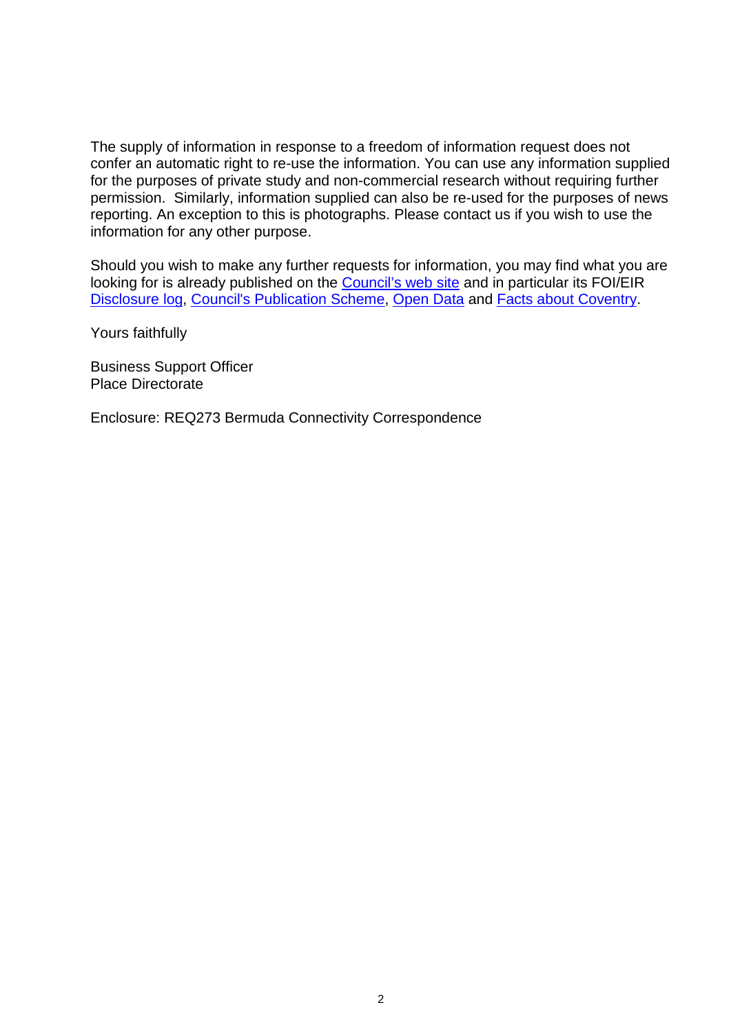The supply of information in response to a freedom of information request does not confer an automatic right to re-use the information. You can use any information supplied for the purposes of private study and non-commercial research without requiring further permission. Similarly, information supplied can also be re-used for the purposes of news reporting. An exception to this is photographs. Please contact us if you wish to use the information for any other purpose.

Should you wish to make any further requests for information, you may find what you are looking for is already published on the Council's web site and in particular its FOI/EIR Disclosure log, Council's Publication Scheme, Open Data and Facts about Coventry.

Yours faithfully

Business Support Officer
Place Directorate

Enclosure: REQ273 Bermuda Connectivity Correspondence